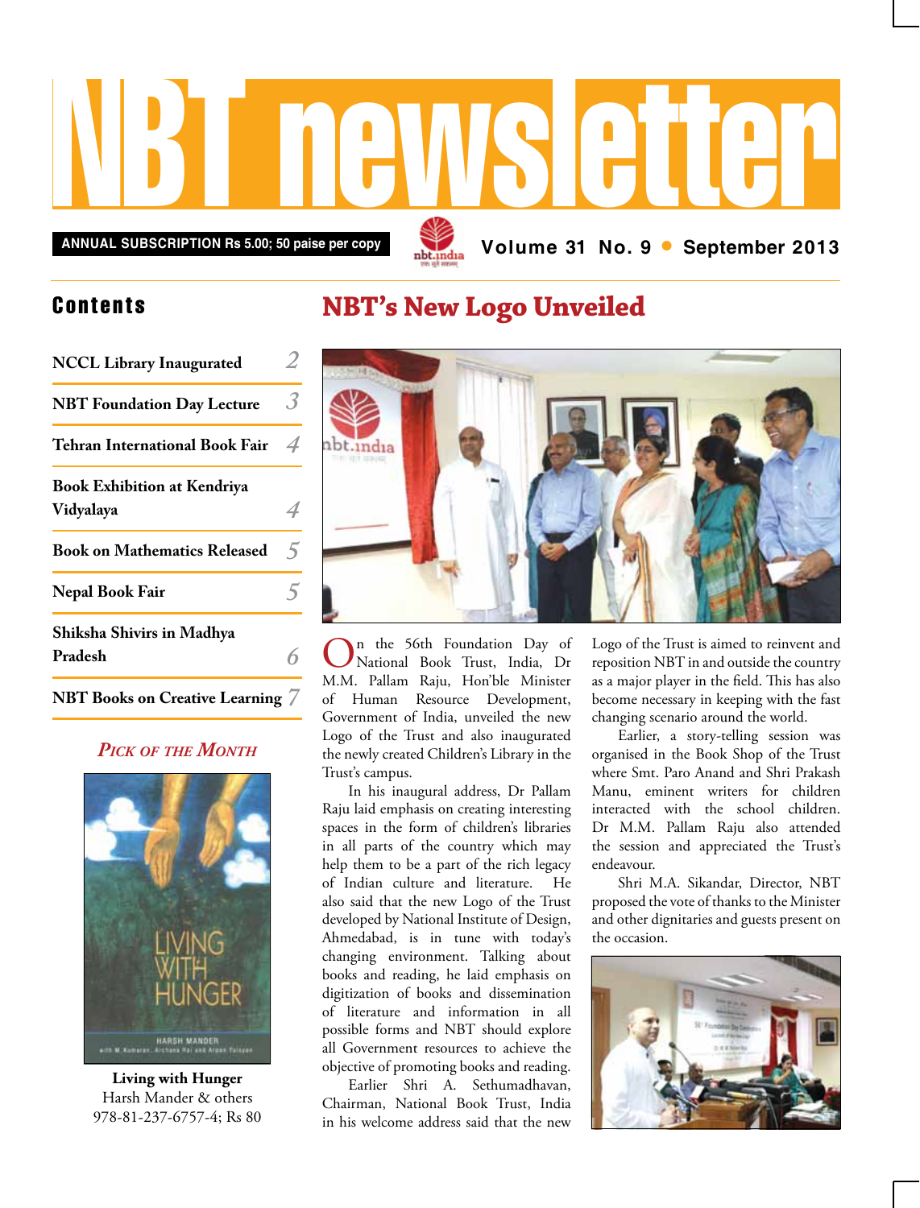# NBT newsletter

**ANNUAL SUBSCRIPTION Rs 5.00; 50 paise per copy**

**Volume 31 No. 9 • September 2013**

## Contents

| | |
|---|---|
| NCCL Library Inaugurated | 2 |
| NBT Foundation Day Lecture | 3 |
| Tehran International Book Fair | 4 |
| Book Exhibition at Kendriya Vidyalaya | 4 |
| Book on Mathematics Released | 5 |
| Nepal Book Fair | 5 |
| Shiksha Shivirs in Madhya Pradesh | 6 |
| NBT Books on Creative Learning | 7 |

### *Pick of the Month*

**Living with Hunger**
Harsh Mander & others
978-81-237-6757-4; Rs 80

## NBT's New Logo Unveiled

On the 56th Foundation Day of National Book Trust, India, Dr M.M. Pallam Raju, Hon'ble Minister of Human Resource Development, Government of India, unveiled the new Logo of the Trust and also inaugurated the newly created Children's Library in the Trust's campus.

In his inaugural address, Dr Pallam Raju laid emphasis on creating interesting spaces in the form of children's libraries in all parts of the country which may help them to be a part of the rich legacy of Indian culture and literature. He also said that the new Logo of the Trust developed by National Institute of Design, Ahmedabad, is in tune with today's changing environment. Talking about books and reading, he laid emphasis on digitization of books and dissemination of literature and information in all possible forms and NBT should explore all Government resources to achieve the objective of promoting books and reading.

Earlier Shri A. Sethumadhavan, Chairman, National Book Trust, India in his welcome address said that the new Logo of the Trust is aimed to reinvent and reposition NBT in and outside the country as a major player in the field. This has also become necessary in keeping with the fast changing scenario around the world.

Earlier, a story-telling session was organised in the Book Shop of the Trust where Smt. Paro Anand and Shri Prakash Manu, eminent writers for children interacted with the school children. Dr M.M. Pallam Raju also attended the session and appreciated the Trust's endeavour.

Shri M.A. Sikandar, Director, NBT proposed the vote of thanks to the Minister and other dignitaries and guests present on the occasion.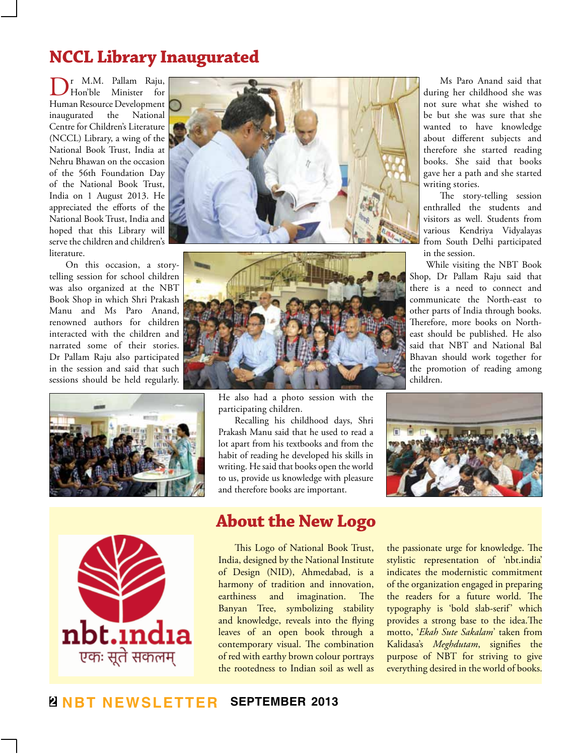# NCCL Library Inaugurated

Dr M.M. Pallam Raju, Hon'ble Minister for Human Resource Development inaugurated the National Centre for Children's Literature (NCCL) Library, a wing of the National Book Trust, India at Nehru Bhawan on the occasion of the 56th Foundation Day of the National Book Trust, India on 1 August 2013. He appreciated the efforts of the National Book Trust, India and hoped that this Library will serve the children and children's literature.

On this occasion, a story-telling session for school children was also organized at the NBT Book Shop in which Shri Prakash Manu and Ms Paro Anand, renowned authors for children interacted with the children and narrated some of their stories. Dr Pallam Raju also participated in the session and said that such sessions should be held regularly. He also had a photo session with the participating children.

Recalling his childhood days, Shri Prakash Manu said that he used to read a lot apart from his textbooks and from the habit of reading he developed his skills in writing. He said that books open the world to us, provide us knowledge with pleasure and therefore books are important.

Ms Paro Anand said that during her childhood she was not sure what she wished to be but she was sure that she wanted to have knowledge about different subjects and therefore she started reading books. She said that books gave her a path and she started writing stories.

The story-telling session enthralled the students and visitors as well. Students from various Kendriya Vidyalayas from South Delhi participated in the session.

While visiting the NBT Book Shop, Dr Pallam Raju said that there is a need to connect and communicate the North-east to other parts of India through books. Therefore, more books on North-east should be published. He also said that NBT and National Bal Bhavan should work together for the promotion of reading among children.

# About the New Logo

nbt.india

एकः सूते सकलम्

This Logo of National Book Trust, India, designed by the National Institute of Design (NID), Ahmedabad, is a harmony of tradition and innovation, earthiness and imagination. The Banyan Tree, symbolizing stability and knowledge, reveals into the flying leaves of an open book through a contemporary visual. The combination of red with earthy brown colour portrays the rootedness to Indian soil as well as the passionate urge for knowledge. The stylistic representation of 'nbt.india' indicates the modernistic commitment of the organization engaged in preparing the readers for a future world. The typography is 'bold slab-serif' which provides a strong base to the idea. The motto, '*Ekah Sute Sakalam*' taken from Kalidasa's *Meghdutam*, signifies the purpose of NBT for striving to give everything desired in the world of books.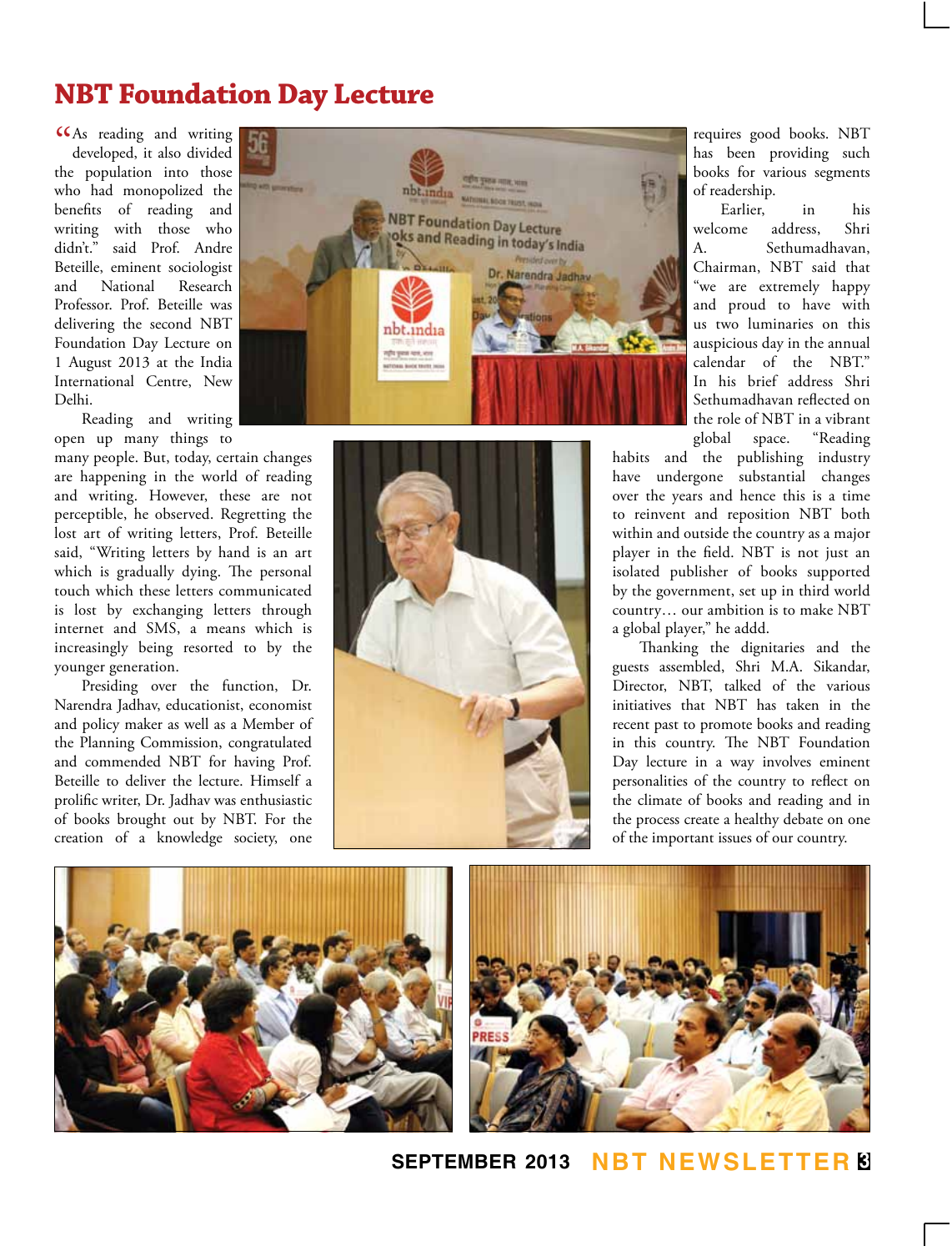# NBT Foundation Day Lecture

"As reading and writing developed, it also divided the population into those who had monopolized the benefits of reading and writing with those who didn't." said Prof. Andre Beteille, eminent sociologist and National Research Professor. Prof. Beteille was delivering the second NBT Foundation Day Lecture on 1 August 2013 at the India International Centre, New Delhi.

Reading and writing open up many things to many people. But, today, certain changes are happening in the world of reading and writing. However, these are not perceptible, he observed. Regretting the lost art of writing letters, Prof. Beteille said, "Writing letters by hand is an art which is gradually dying. The personal touch which these letters communicated is lost by exchanging letters through internet and SMS, a means which is increasingly being resorted to by the younger generation.

Presiding over the function, Dr. Narendra Jadhav, educationist, economist and policy maker as well as a Member of the Planning Commission, congratulated and commended NBT for having Prof. Beteille to deliver the lecture. Himself a prolific writer, Dr. Jadhav was enthusiastic of books brought out by NBT. For the creation of a knowledge society, one requires good books. NBT has been providing such books for various segments of readership.

Earlier, in his welcome address, Shri A. Sethumadhavan, Chairman, NBT said that "we are extremely happy and proud to have with us two luminaries on this auspicious day in the annual calendar of the NBT." In his brief address Shri Sethumadhavan reflected on the role of NBT in a vibrant global space. "Reading habits and the publishing industry have undergone substantial changes over the years and hence this is a time to reinvent and reposition NBT both within and outside the country as a major player in the field. NBT is not just an isolated publisher of books supported by the government, set up in third world country… our ambition is to make NBT a global player," he addd.

Thanking the dignitaries and the guests assembled, Shri M.A. Sikandar, Director, NBT, talked of the various initiatives that NBT has taken in the recent past to promote books and reading in this country. The NBT Foundation Day lecture in a way involves eminent personalities of the country to reflect on the climate of books and reading and in the process create a healthy debate on one of the important issues of our country.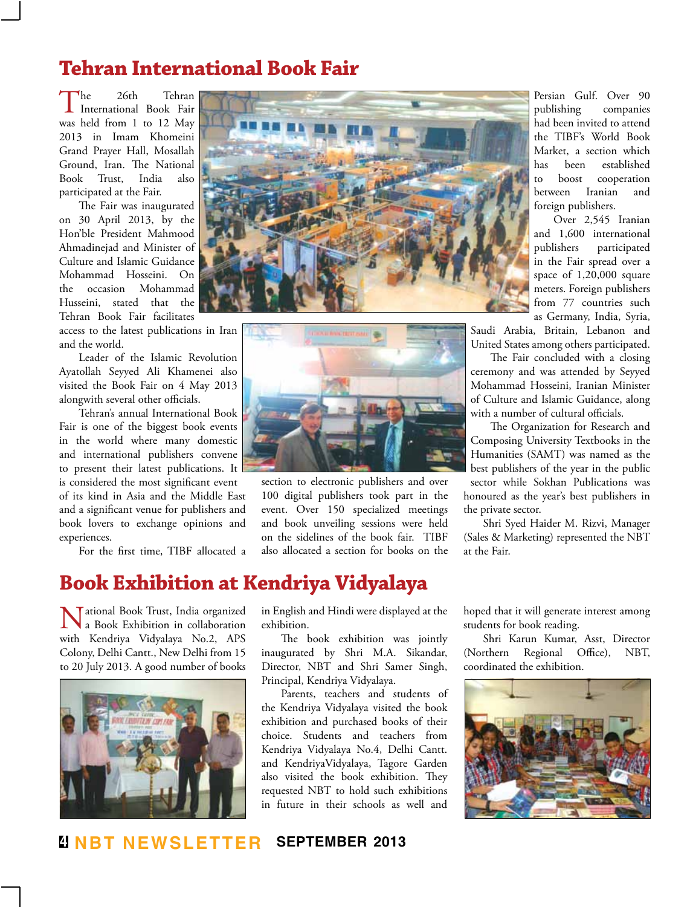# Tehran International Book Fair

The 26th Tehran International Book Fair was held from 1 to 12 May 2013 in Imam Khomeini Grand Prayer Hall, Mosallah Ground, Iran. The National Book Trust, India also participated at the Fair.

The Fair was inaugurated on 30 April 2013, by the Hon'ble President Mahmood Ahmadinejad and Minister of Culture and Islamic Guidance Mohammad Hosseini. On the occasion Mohammad Husseini, stated that the Tehran Book Fair facilitates access to the latest publications in Iran and the world.

Leader of the Islamic Revolution Ayatollah Seyyed Ali Khamenei also visited the Book Fair on 4 May 2013 alongwith several other officials.

Tehran's annual International Book Fair is one of the biggest book events in the world where many domestic and international publishers convene to present their latest publications. It is considered the most significant event of its kind in Asia and the Middle East and a significant venue for publishers and book lovers to exchange opinions and experiences.

For the first time, TIBF allocated a section to electronic publishers and over 100 digital publishers took part in the event. Over 150 specialized meetings and book unveiling sessions were held on the sidelines of the book fair. TIBF also allocated a section for books on the Persian Gulf. Over 90 publishing companies had been invited to attend the TIBF's World Book Market, a section which has been established to boost cooperation between Iranian and foreign publishers.

Over 2,545 Iranian and 1,600 international publishers participated in the Fair spread over a space of 1,20,000 square meters. Foreign publishers from 77 countries such as Germany, India, Syria, Saudi Arabia, Britain, Lebanon and United States among others participated.

The Fair concluded with a closing ceremony and was attended by Seyyed Mohammad Hosseini, Iranian Minister of Culture and Islamic Guidance, along with a number of cultural officials.

The Organization for Research and Composing University Textbooks in the Humanities (SAMT) was named as the best publishers of the year in the public sector while Sokhan Publications was honoured as the year's best publishers in the private sector.

Shri Syed Haider M. Rizvi, Manager (Sales & Marketing) represented the NBT at the Fair.

# Book Exhibition at Kendriya Vidyalaya

National Book Trust, India organized a Book Exhibition in collaboration with Kendriya Vidyalaya No.2, APS Colony, Delhi Cantt., New Delhi from 15 to 20 July 2013. A good number of books in English and Hindi were displayed at the exhibition.

The book exhibition was jointly inaugurated by Shri M.A. Sikandar, Director, NBT and Shri Samer Singh, Principal, Kendriya Vidyalaya.

Parents, teachers and students of the Kendriya Vidyalaya visited the book exhibition and purchased books of their choice. Students and teachers from Kendriya Vidyalaya No.4, Delhi Cantt. and KendriyaVidyalaya, Tagore Garden also visited the book exhibition. They requested NBT to hold such exhibitions in future in their schools as well and hoped that it will generate interest among students for book reading.

Shri Karun Kumar, Asst, Director (Northern Regional Office), NBT, coordinated the exhibition.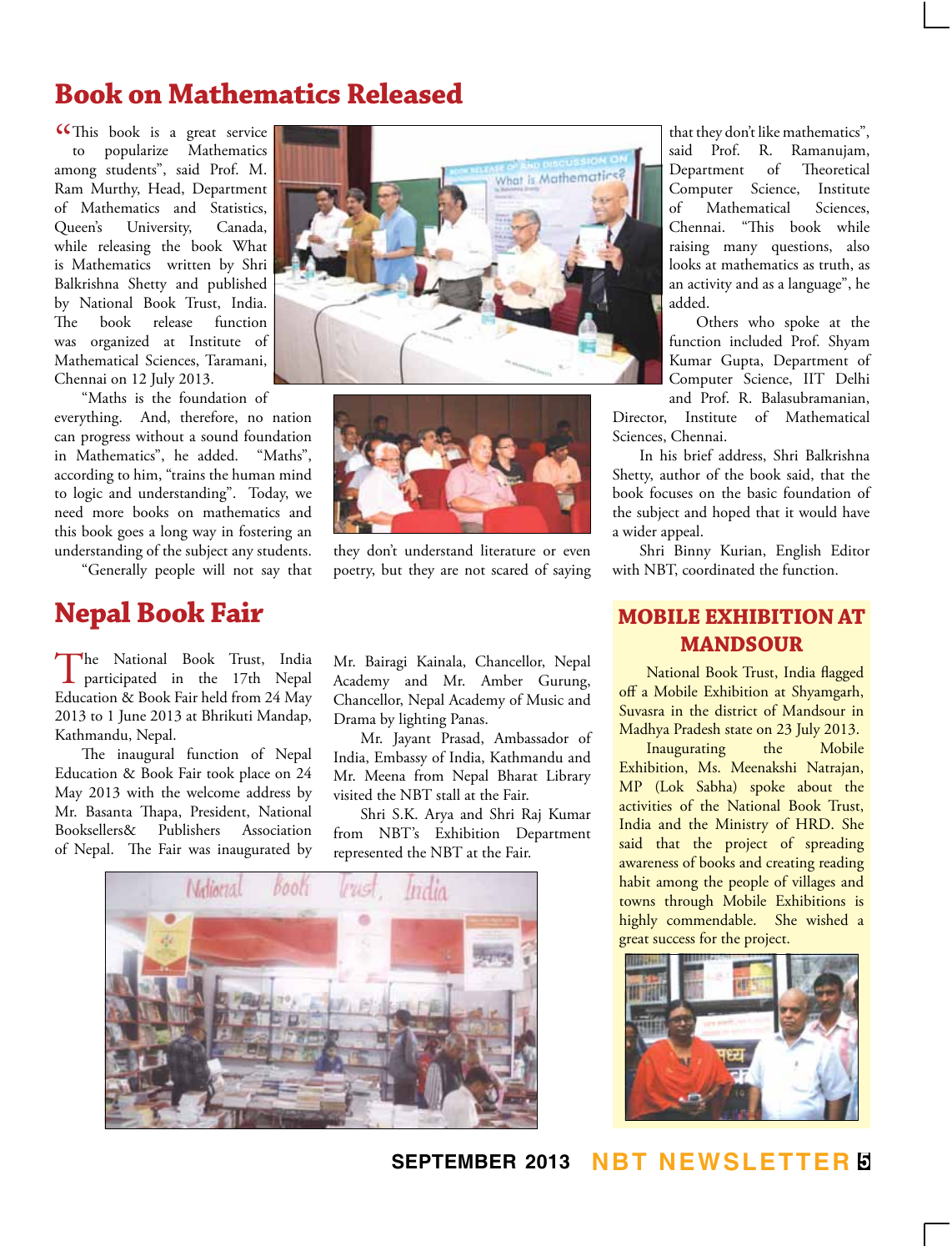# Book on Mathematics Released

"This book is a great service to popularize Mathematics among students", said Prof. M. Ram Murthy, Head, Department of Mathematics and Statistics, Queen's University, Canada, while releasing the book What is Mathematics written by Shri Balkrishna Shetty and published by National Book Trust, India. The book release function was organized at Institute of Mathematical Sciences, Taramani, Chennai on 12 July 2013.

"Maths is the foundation of everything. And, therefore, no nation can progress without a sound foundation in Mathematics", he added. "Maths", according to him, "trains the human mind to logic and understanding". Today, we need more books on mathematics and this book goes a long way in fostering an understanding of the subject any students.

"Generally people will not say that they don't understand literature or even poetry, but they are not scared of saying that they don't like mathematics", said Prof. R. Ramanujam, Department of Theoretical Computer Science, Institute of Mathematical Sciences, Chennai. "This book while raising many questions, also looks at mathematics as truth, as an activity and as a language", he added.

Others who spoke at the function included Prof. Shyam Kumar Gupta, Department of Computer Science, IIT Delhi and Prof. R. Balasubramanian, Director, Institute of Mathematical Sciences, Chennai.

In his brief address, Shri Balkrishna Shetty, author of the book said, that the book focuses on the basic foundation of the subject and hoped that it would have a wider appeal.

Shri Binny Kurian, English Editor with NBT, coordinated the function.

# Nepal Book Fair

The National Book Trust, India participated in the 17th Nepal Education & Book Fair held from 24 May 2013 to 1 June 2013 at Bhrikuti Mandap, Kathmandu, Nepal.

The inaugural function of Nepal Education & Book Fair took place on 24 May 2013 with the welcome address by Mr. Basanta Thapa, President, National Booksellers& Publishers Association of Nepal. The Fair was inaugurated by Mr. Bairagi Kainala, Chancellor, Nepal Academy and Mr. Amber Gurung, Chancellor, Nepal Academy of Music and Drama by lighting Panas.

Mr. Jayant Prasad, Ambassador of India, Embassy of India, Kathmandu and Mr. Meena from Nepal Bharat Library visited the NBT stall at the Fair.

Shri S.K. Arya and Shri Raj Kumar from NBT's Exhibition Department represented the NBT at the Fair.

# MOBILE EXHIBITION AT MANDSOUR

National Book Trust, India flagged off a Mobile Exhibition at Shyamgarh, Suvasra in the district of Mandsour in Madhya Pradesh state on 23 July 2013.

Inaugurating the Mobile Exhibition, Ms. Meenakshi Natrajan, MP (Lok Sabha) spoke about the activities of the National Book Trust, India and the Ministry of HRD. She said that the project of spreading awareness of books and creating reading habit among the people of villages and towns through Mobile Exhibitions is highly commendable. She wished a great success for the project.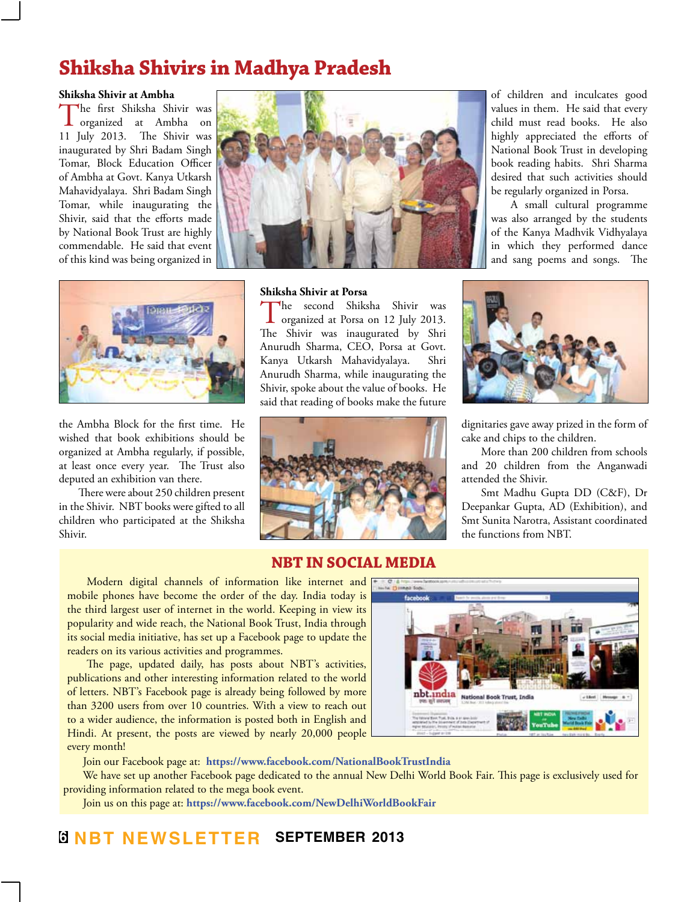# Shiksha Shivirs in Madhya Pradesh

### Shiksha Shivir at Ambha

The first Shiksha Shivir was organized at Ambha on 11 July 2013. The Shivir was inaugurated by Shri Badam Singh Tomar, Block Education Officer of Ambha at Govt. Kanya Utkarsh Mahavidyalaya. Shri Badam Singh Tomar, while inaugurating the Shivir, said that the efforts made by National Book Trust are highly commendable. He said that event of this kind was being organized in the Ambha Block for the first time. He wished that book exhibitions should be organized at Ambha regularly, if possible, at least once every year. The Trust also deputed an exhibition van there.

There were about 250 children present in the Shivir. NBT books were gifted to all children who participated at the Shiksha Shivir.

### Shiksha Shivir at Porsa

The second Shiksha Shivir was organized at Porsa on 12 July 2013. The Shivir was inaugurated by Shri Anurudh Sharma, CEO, Porsa at Govt. Kanya Utkarsh Mahavidyalaya. Shri Anurudh Sharma, while inaugurating the Shivir, spoke about the value of books. He said that reading of books make the future of children and inculcates good values in them. He said that every child must read books. He also highly appreciated the efforts of National Book Trust in developing book reading habits. Shri Sharma desired that such activities should be regularly organized in Porsa.

A small cultural programme was also arranged by the students of the Kanya Madhvik Vidhyalaya in which they performed dance and sang poems and songs. The dignitaries gave away prized in the form of cake and chips to the children.

More than 200 children from schools and 20 children from the Anganwadi attended the Shivir.

Smt Madhu Gupta DD (C&F), Dr Deepankar Gupta, AD (Exhibition), and Smt Sunita Narotra, Assistant coordinated the functions from NBT.

## NBT IN SOCIAL MEDIA

Modern digital channels of information like internet and mobile phones have become the order of the day. India today is the third largest user of internet in the world. Keeping in view its popularity and wide reach, the National Book Trust, India through its social media initiative, has set up a Facebook page to update the readers on its various activities and programmes.

The page, updated daily, has posts about NBT's activities, publications and other interesting information related to the world of letters. NBT's Facebook page is already being followed by more than 3200 users from over 10 countries. With a view to reach out to a wider audience, the information is posted both in English and Hindi. At present, the posts are viewed by nearly 20,000 people every month!

Join our Facebook page at: **https://www.facebook.com/NationalBookTrustIndia**

We have set up another Facebook page dedicated to the annual New Delhi World Book Fair. This page is exclusively used for providing information related to the mega book event.

Join us on this page at: **https://www.facebook.com/NewDelhiWorldBookFair**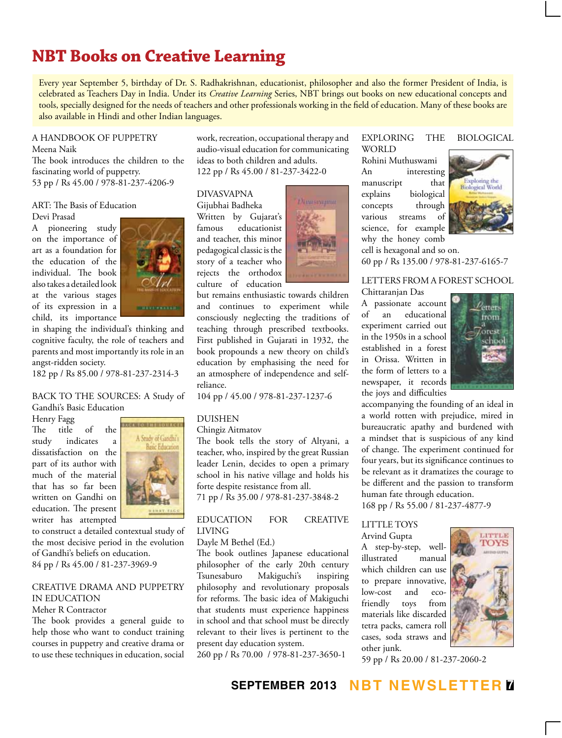# NBT Books on Creative Learning

Every year September 5, birthday of Dr. S. Radhakrishnan, educationist, philosopher and also the former President of India, is celebrated as Teachers Day in India. Under its *Creative Learning* Series, NBT brings out books on new educational concepts and tools, specially designed for the needs of teachers and other professionals working in the field of education. Many of these books are also available in Hindi and other Indian languages.

A HANDBOOK OF PUPPETRY
Meena Naik
The book introduces the children to the fascinating world of puppetry.
53 pp / Rs 45.00 / 978-81-237-4206-9

ART: The Basis of Education
Devi Prasad
A pioneering study on the importance of art as a foundation for the education of the individual. The book also takes a detailed look at the various stages of its expression in a child, its importance in shaping the individual's thinking and cognitive faculty, the role of teachers and parents and most importantly its role in an angst-ridden society.
182 pp / Rs 85.00 / 978-81-237-2314-3

BACK TO THE SOURCES: A Study of Gandhi's Basic Education
Henry Fagg
The title of the study indicates a dissatisfaction on the part of its author with much of the material that has so far been written on Gandhi on education. The present writer has attempted to construct a detailed contextual study of the most decisive period in the evolution of Gandhi's beliefs on education.
84 pp / Rs 45.00 / 81-237-3969-9

CREATIVE DRAMA AND PUPPETRY IN EDUCATION
Meher R Contractor
The book provides a general guide to help those who want to conduct training courses in puppetry and creative drama or to use these techniques in education, social work, recreation, occupational therapy and audio-visual education for communicating ideas to both children and adults.
122 pp / Rs 45.00 / 81-237-3422-0

DIVASVAPNA
Gijubhai Badheka
Written by Gujarat's famous educationist and teacher, this minor pedagogical classic is the story of a teacher who rejects the orthodox culture of education but remains enthusiastic towards children and continues to experiment while consciously neglecting the traditions of teaching through prescribed textbooks. First published in Gujarati in 1932, the book propounds a new theory on child's education by emphasising the need for an atmosphere of independence and self-reliance.
104 pp / 45.00 / 978-81-237-1237-6

DUISHEN
Chingiz Aitmatov
The book tells the story of Altyani, a teacher, who, inspired by the great Russian leader Lenin, decides to open a primary school in his native village and holds his forte despite resistance from all.
71 pp / Rs 35.00 / 978-81-237-3848-2

EDUCATION FOR CREATIVE LIVING
Dayle M Bethel (Ed.)
The book outlines Japanese educational philosopher of the early 20th century Tsunesaburo Makiguchi's inspiring philosophy and revolutionary proposals for reforms. The basic idea of Makiguchi that students must experience happiness in school and that school must be directly relevant to their lives is pertinent to the present day education system.
260 pp / Rs 70.00 / 978-81-237-3650-1

EXPLORING THE BIOLOGICAL WORLD
Rohini Muthuswami
An interesting manuscript that explains biological concepts through various streams of science, for example why the honey comb cell is hexagonal and so on.
60 pp / Rs 135.00 / 978-81-237-6165-7

LETTERS FROM A FOREST SCHOOL
Chittaranjan Das
A passionate account of an educational experiment carried out in the 1950s in a school established in a forest in Orissa. Written in the form of letters to a newspaper, it records the joys and difficulties accompanying the founding of an ideal in a world rotten with prejudice, mired in bureaucratic apathy and burdened with a mindset that is suspicious of any kind of change. The experiment continued for four years, but its significance continues to be relevant as it dramatizes the courage to be different and the passion to transform human fate through education.
168 pp / Rs 55.00 / 81-237-4877-9

LITTLE TOYS
Arvind Gupta
A step-by-step, well-illustrated manual which children can use to prepare innovative, low-cost and eco-friendly toys from materials like discarded tetra packs, camera roll cases, soda straws and other junk.
59 pp / Rs 20.00 / 81-237-2060-2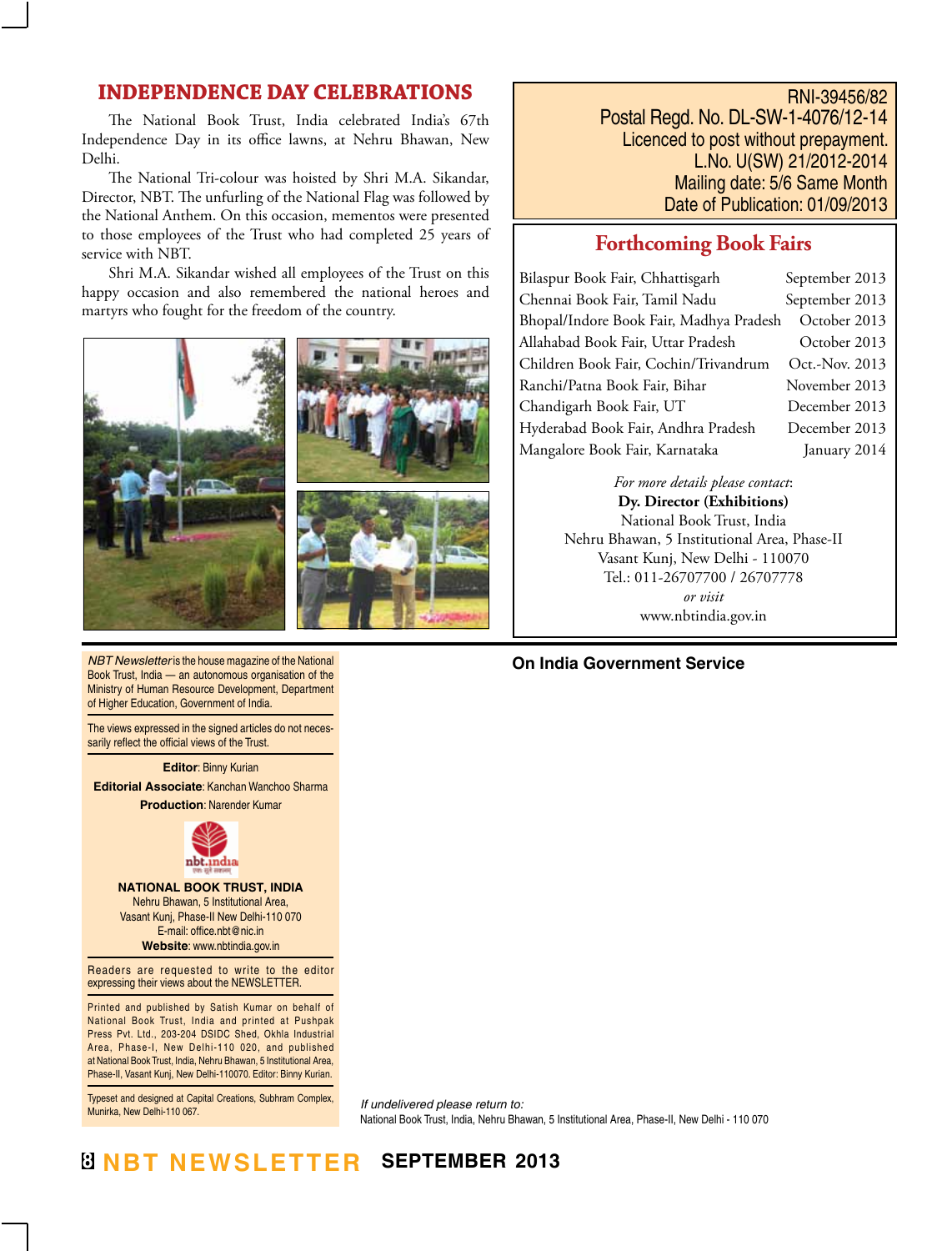## INDEPENDENCE DAY CELEBRATIONS

The National Book Trust, India celebrated India's 67th Independence Day in its office lawns, at Nehru Bhawan, New Delhi.

The National Tri-colour was hoisted by Shri M.A. Sikandar, Director, NBT. The unfurling of the National Flag was followed by the National Anthem. On this occasion, mementos were presented to those employees of the Trust who had completed 25 years of service with NBT.

Shri M.A. Sikandar wished all employees of the Trust on this happy occasion and also remembered the national heroes and martyrs who fought for the freedom of the country.

RNI-39456/82
Postal Regd. No. DL-SW-1-4076/12-14
Licenced to post without prepayment.
L.No. U(SW) 21/2012-2014
Mailing date: 5/6 Same Month
Date of Publication: 01/09/2013

## Forthcoming Book Fairs

| | |
|---|---|
| Bilaspur Book Fair, Chhattisgarh | September 2013 |
| Chennai Book Fair, Tamil Nadu | September 2013 |
| Bhopal/Indore Book Fair, Madhya Pradesh | October 2013 |
| Allahabad Book Fair, Uttar Pradesh | October 2013 |
| Children Book Fair, Cochin/Trivandrum | Oct.-Nov. 2013 |
| Ranchi/Patna Book Fair, Bihar | November 2013 |
| Chandigarh Book Fair, UT | December 2013 |
| Hyderabad Book Fair, Andhra Pradesh | December 2013 |
| Mangalore Book Fair, Karnataka | January 2014 |

*For more details please contact*:
**Dy. Director (Exhibitions)**
National Book Trust, India
Nehru Bhawan, 5 Institutional Area, Phase-II
Vasant Kunj, New Delhi - 110070
Tel.: 011-26707700 / 26707778
*or visit*
www.nbtindia.gov.in

*NBT Newsletter* is the house magazine of the National Book Trust, India — an autonomous organisation of the Ministry of Human Resource Development, Department of Higher Education, Government of India.

The views expressed in the signed articles do not necessarily reflect the official views of the Trust.

**Editor**: Binny Kurian
**Editorial Associate**: Kanchan Wanchoo Sharma
**Production**: Narender Kumar

**NATIONAL BOOK TRUST, INDIA**
Nehru Bhawan, 5 Institutional Area,
Vasant Kunj, Phase-II New Delhi-110 070
E-mail: office.nbt@nic.in
**Website**: www.nbtindia.gov.in

Readers are requested to write to the editor expressing their views about the NEWSLETTER.

Printed and published by Satish Kumar on behalf of National Book Trust, India and printed at Pushpak Press Pvt. Ltd., 203-204 DSIDC Shed, Okhla Industrial Area, Phase-I, New Delhi-110 020, and published at National Book Trust, India, Nehru Bhawan, 5 Institutional Area, Phase-II, Vasant Kunj, New Delhi-110070. Editor: Binny Kurian.

Typeset and designed at Capital Creations, Subhram Complex, Munirka, New Delhi-110 067.

**On India Government Service**

*If undelivered please return to:*
National Book Trust, India, Nehru Bhawan, 5 Institutional Area, Phase-II, New Delhi - 110 070